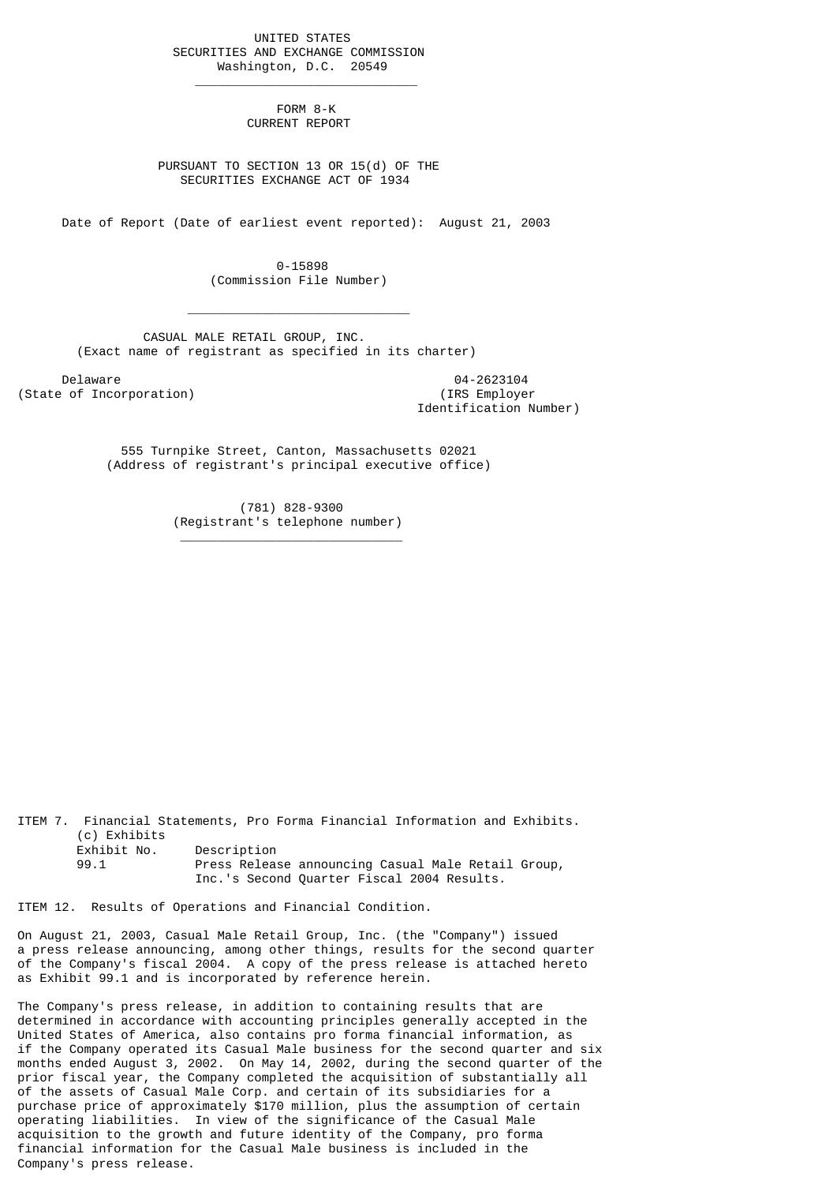UNITED STATES
SECURITIES AND EXCHANGE COMMISSION
Washington, D.C. 20549

---

# FORM 8-K
## CURRENT REPORT

PURSUANT TO SECTION 13 OR 15(d) OF THE
SECURITIES EXCHANGE ACT OF 1934

Date of Report (Date of earliest event reported): August 21, 2003

0-15898
(Commission File Number)

---

CASUAL MALE RETAIL GROUP, INC.
(Exact name of registrant as specified in its charter)

| Delaware | 04-2623104 |
|---|---|
| (State of Incorporation) | (IRS Employer Identification Number) |

555 Turnpike Street, Canton, Massachusetts 02021
(Address of registrant's principal executive office)

(781) 828-9300
(Registrant's telephone number)

---

ITEM 7. Financial Statements, Pro Forma Financial Information and Exhibits.

(c) Exhibits

| Exhibit No. | Description |
|---|---|
| 99.1 | Press Release announcing Casual Male Retail Group, Inc.'s Second Quarter Fiscal 2004 Results. |

ITEM 12. Results of Operations and Financial Condition.

On August 21, 2003, Casual Male Retail Group, Inc. (the "Company") issued a press release announcing, among other things, results for the second quarter of the Company's fiscal 2004. A copy of the press release is attached hereto as Exhibit 99.1 and is incorporated by reference herein.

The Company's press release, in addition to containing results that are determined in accordance with accounting principles generally accepted in the United States of America, also contains pro forma financial information, as if the Company operated its Casual Male business for the second quarter and six months ended August 3, 2002. On May 14, 2002, during the second quarter of the prior fiscal year, the Company completed the acquisition of substantially all of the assets of Casual Male Corp. and certain of its subsidiaries for a purchase price of approximately $170 million, plus the assumption of certain operating liabilities. In view of the significance of the Casual Male acquisition to the growth and future identity of the Company, pro forma financial information for the Casual Male business is included in the Company's press release.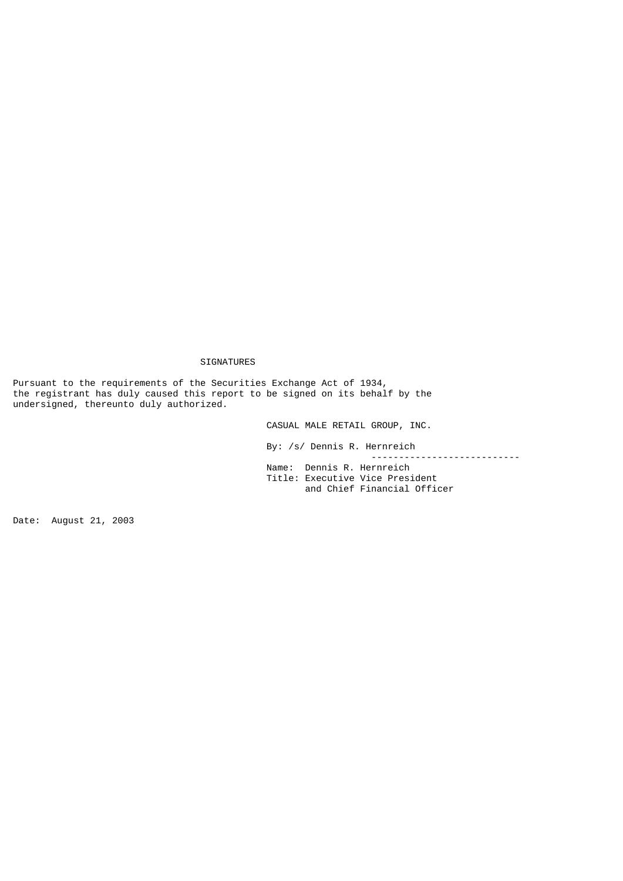## SIGNATURES

Pursuant to the requirements of the Securities Exchange Act of 1934, the registrant has duly caused this report to be signed on its behalf by the undersigned, thereunto duly authorized.

CASUAL MALE RETAIL GROUP, INC.

By: /s/ Dennis R. Hernreich

---

Name: Dennis R. Hernreich
Title: Executive Vice President and Chief Financial Officer

Date: August 21, 2003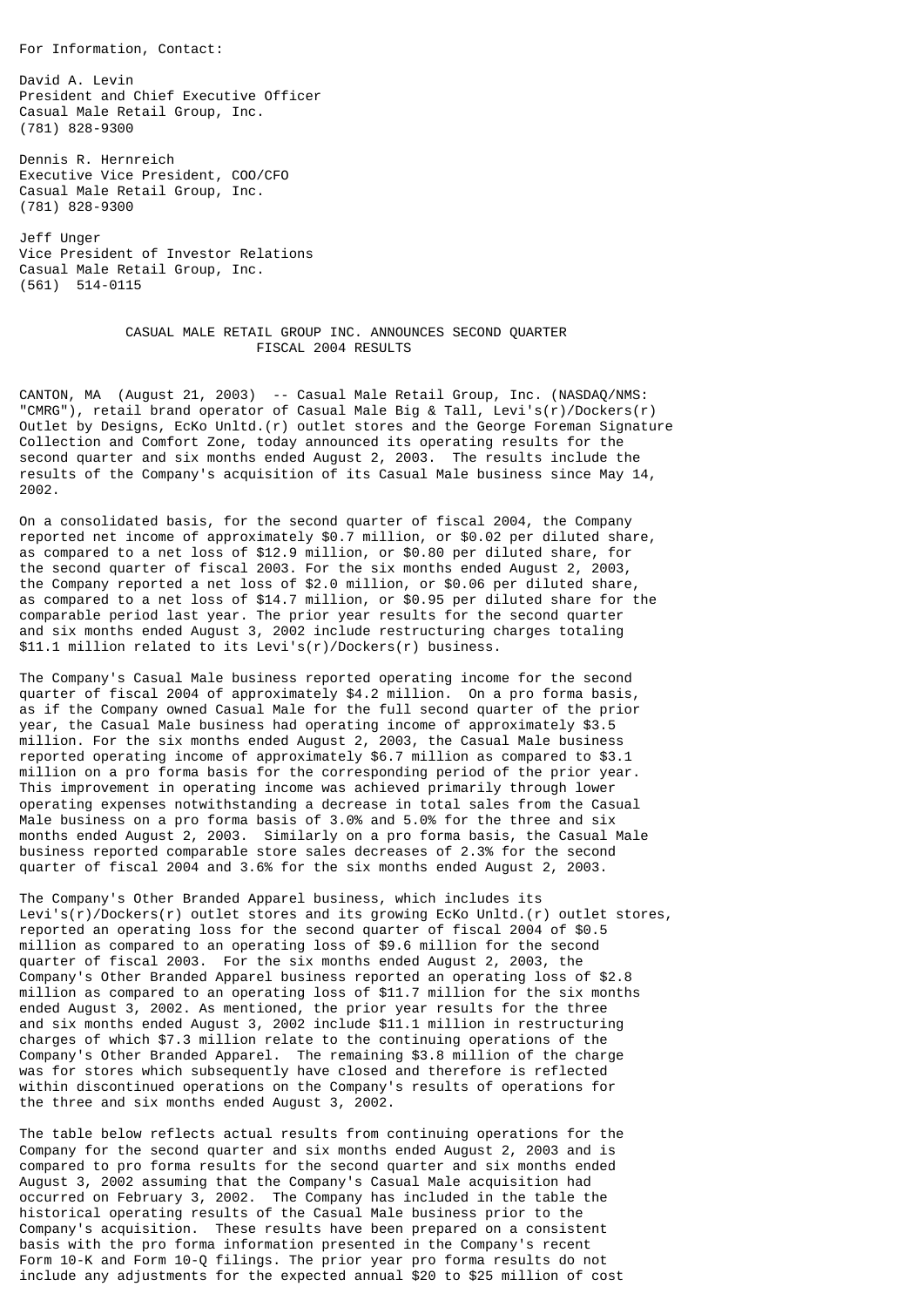For Information, Contact:

David A. Levin
President and Chief Executive Officer
Casual Male Retail Group, Inc.
(781) 828-9300

Dennis R. Hernreich
Executive Vice President, COO/CFO
Casual Male Retail Group, Inc.
(781) 828-9300

Jeff Unger
Vice President of Investor Relations
Casual Male Retail Group, Inc.
(561) 514-0115

# CASUAL MALE RETAIL GROUP INC. ANNOUNCES SECOND QUARTER FISCAL 2004 RESULTS

CANTON, MA (August 21, 2003) -- Casual Male Retail Group, Inc. (NASDAQ/NMS: "CMRG"), retail brand operator of Casual Male Big & Tall, Levi's(r)/Dockers(r) Outlet by Designs, EcKo Unltd.(r) outlet stores and the George Foreman Signature Collection and Comfort Zone, today announced its operating results for the second quarter and six months ended August 2, 2003. The results include the results of the Company's acquisition of its Casual Male business since May 14, 2002.

On a consolidated basis, for the second quarter of fiscal 2004, the Company reported net income of approximately $0.7 million, or $0.02 per diluted share, as compared to a net loss of $12.9 million, or $0.80 per diluted share, for the second quarter of fiscal 2003. For the six months ended August 2, 2003, the Company reported a net loss of $2.0 million, or $0.06 per diluted share, as compared to a net loss of $14.7 million, or $0.95 per diluted share for the comparable period last year. The prior year results for the second quarter and six months ended August 3, 2002 include restructuring charges totaling $11.1 million related to its Levi's(r)/Dockers(r) business.

The Company's Casual Male business reported operating income for the second quarter of fiscal 2004 of approximately $4.2 million. On a pro forma basis, as if the Company owned Casual Male for the full second quarter of the prior year, the Casual Male business had operating income of approximately $3.5 million. For the six months ended August 2, 2003, the Casual Male business reported operating income of approximately $6.7 million as compared to $3.1 million on a pro forma basis for the corresponding period of the prior year. This improvement in operating income was achieved primarily through lower operating expenses notwithstanding a decrease in total sales from the Casual Male business on a pro forma basis of 3.0% and 5.0% for the three and six months ended August 2, 2003. Similarly on a pro forma basis, the Casual Male business reported comparable store sales decreases of 2.3% for the second quarter of fiscal 2004 and 3.6% for the six months ended August 2, 2003.

The Company's Other Branded Apparel business, which includes its Levi's(r)/Dockers(r) outlet stores and its growing EcKo Unltd.(r) outlet stores, reported an operating loss for the second quarter of fiscal 2004 of $0.5 million as compared to an operating loss of $9.6 million for the second quarter of fiscal 2003. For the six months ended August 2, 2003, the Company's Other Branded Apparel business reported an operating loss of $2.8 million as compared to an operating loss of $11.7 million for the six months ended August 3, 2002. As mentioned, the prior year results for the three and six months ended August 3, 2002 include $11.1 million in restructuring charges of which $7.3 million relate to the continuing operations of the Company's Other Branded Apparel. The remaining $3.8 million of the charge was for stores which subsequently have closed and therefore is reflected within discontinued operations on the Company's results of operations for the three and six months ended August 3, 2002.

The table below reflects actual results from continuing operations for the Company for the second quarter and six months ended August 2, 2003 and is compared to pro forma results for the second quarter and six months ended August 3, 2002 assuming that the Company's Casual Male acquisition had occurred on February 3, 2002. The Company has included in the table the historical operating results of the Casual Male business prior to the Company's acquisition. These results have been prepared on a consistent basis with the pro forma information presented in the Company's recent Form 10-K and Form 10-Q filings. The prior year pro forma results do not include any adjustments for the expected annual $20 to $25 million of cost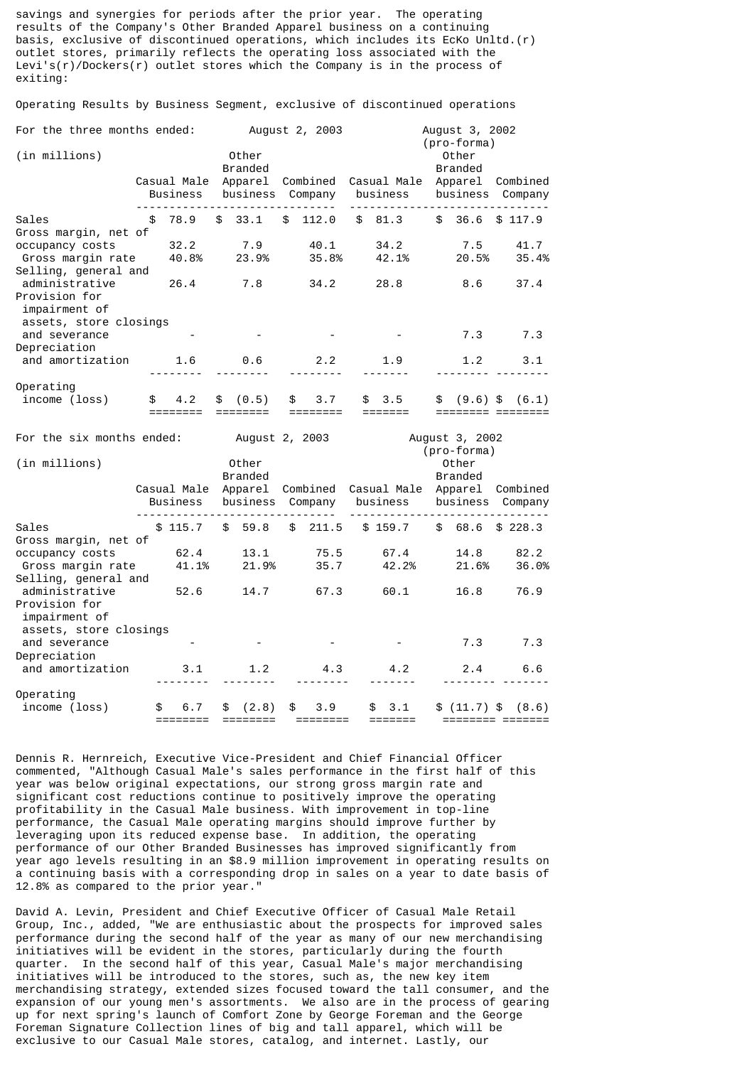savings and synergies for periods after the prior year. The operating results of the Company's Other Branded Apparel business on a continuing basis, exclusive of discontinued operations, which includes its EcKo Unltd.(r) outlet stores, primarily reflects the operating loss associated with the Levi's(r)/Dockers(r) outlet stores which the Company is in the process of exiting:

Operating Results by Business Segment, exclusive of discontinued operations

| For the three months ended: (in millions) | August 2, 2003 | | | August 3, 2002 (pro-forma) | | |
|---|---|---|---|---|---|---|
| | Casual Male Business | Other Branded Apparel business | Combined Company | Casual Male business | Other Branded Apparel business | Combined Company |
| Sales | $ 78.9 | $ 33.1 | $ 112.0 | $ 81.3 | $ 36.6 | $ 117.9 |
| Gross margin, net of occupancy costs | 32.2 | 7.9 | 40.1 | 34.2 | 7.5 | 41.7 |
| Gross margin rate | 40.8% | 23.9% | 35.8% | 42.1% | 20.5% | 35.4% |
| Selling, general and administrative | 26.4 | 7.8 | 34.2 | 28.8 | 8.6 | 37.4 |
| Provision for impairment of assets, store closings and severance | - | - | - | - | 7.3 | 7.3 |
| Depreciation and amortization | 1.6 | 0.6 | 2.2 | 1.9 | 1.2 | 3.1 |
| Operating income (loss) | $ 4.2 | $ (0.5) | $ 3.7 | $ 3.5 | $ (9.6) | $ (6.1) |

| For the six months ended: (in millions) | August 2, 2003 | | | August 3, 2002 (pro-forma) | | |
|---|---|---|---|---|---|---|
| | Casual Male Business | Other Branded Apparel business | Combined Company | Casual Male business | Other Branded Apparel business | Combined Company |
| Sales | $ 115.7 | $ 59.8 | $ 211.5 | $ 159.7 | $ 68.6 | $ 228.3 |
| Gross margin, net of occupancy costs | 62.4 | 13.1 | 75.5 | 67.4 | 14.8 | 82.2 |
| Gross margin rate | 41.1% | 21.9% | 35.7 | 42.2% | 21.6% | 36.0% |
| Selling, general and administrative | 52.6 | 14.7 | 67.3 | 60.1 | 16.8 | 76.9 |
| Provision for impairment of assets, store closings and severance | - | - | - | - | 7.3 | 7.3 |
| Depreciation and amortization | 3.1 | 1.2 | 4.3 | 4.2 | 2.4 | 6.6 |
| Operating income (loss) | $ 6.7 | $ (2.8) | $ 3.9 | $ 3.1 | $ (11.7) | $ (8.6) |

Dennis R. Hernreich, Executive Vice-President and Chief Financial Officer commented, "Although Casual Male's sales performance in the first half of this year was below original expectations, our strong gross margin rate and significant cost reductions continue to positively improve the operating profitability in the Casual Male business. With improvement in top-line performance, the Casual Male operating margins should improve further by leveraging upon its reduced expense base. In addition, the operating performance of our Other Branded Businesses has improved significantly from year ago levels resulting in an $8.9 million improvement in operating results on a continuing basis with a corresponding drop in sales on a year to date basis of 12.8% as compared to the prior year."

David A. Levin, President and Chief Executive Officer of Casual Male Retail Group, Inc., added, "We are enthusiastic about the prospects for improved sales performance during the second half of the year as many of our new merchandising initiatives will be evident in the stores, particularly during the fourth quarter. In the second half of this year, Casual Male's major merchandising initiatives will be introduced to the stores, such as, the new key item merchandising strategy, extended sizes focused toward the tall consumer, and the expansion of our young men's assortments. We also are in the process of gearing up for next spring's launch of Comfort Zone by George Foreman and the George Foreman Signature Collection lines of big and tall apparel, which will be exclusive to our Casual Male stores, catalog, and internet. Lastly, our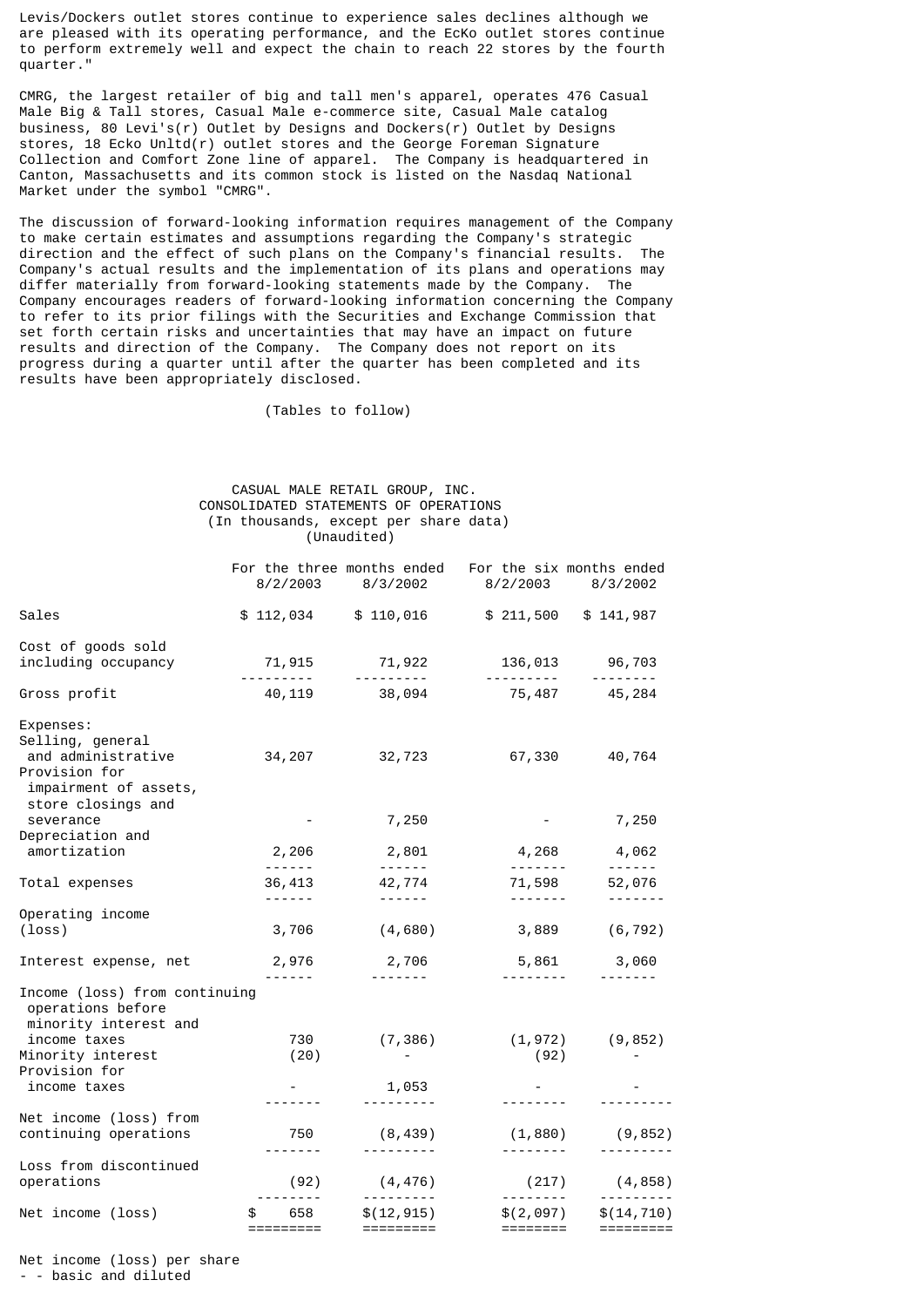Levis/Dockers outlet stores continue to experience sales declines although we are pleased with its operating performance, and the EcKo outlet stores continue to perform extremely well and expect the chain to reach 22 stores by the fourth quarter."

CMRG, the largest retailer of big and tall men's apparel, operates 476 Casual Male Big & Tall stores, Casual Male e-commerce site, Casual Male catalog business, 80 Levi's(r) Outlet by Designs and Dockers(r) Outlet by Designs stores, 18 Ecko Unltd(r) outlet stores and the George Foreman Signature Collection and Comfort Zone line of apparel. The Company is headquartered in Canton, Massachusetts and its common stock is listed on the Nasdaq National Market under the symbol "CMRG".

The discussion of forward-looking information requires management of the Company to make certain estimates and assumptions regarding the Company's strategic direction and the effect of such plans on the Company's financial results. The Company's actual results and the implementation of its plans and operations may differ materially from forward-looking statements made by the Company. The Company encourages readers of forward-looking information concerning the Company to refer to its prior filings with the Securities and Exchange Commission that set forth certain risks and uncertainties that may have an impact on future results and direction of the Company. The Company does not report on its progress during a quarter until after the quarter has been completed and its results have been appropriately disclosed.

(Tables to follow)

CASUAL MALE RETAIL GROUP, INC.
CONSOLIDATED STATEMENTS OF OPERATIONS
(In thousands, except per share data)
(Unaudited)

| | For the three months ended | | For the six months ended | |
|---|---|---|---|---|
| | 8/2/2003 | 8/3/2002 | 8/2/2003 | 8/3/2002 |
| Sales | $ 112,034 | $ 110,016 | $ 211,500 | $ 141,987 |
| Cost of goods sold including occupancy | 71,915 | 71,922 | 136,013 | 96,703 |
| Gross profit | 40,119 | 38,094 | 75,487 | 45,284 |
| Expenses: | | | | |
| Selling, general and administrative | 34,207 | 32,723 | 67,330 | 40,764 |
| Provision for impairment of assets, store closings and severance | - | 7,250 | - | 7,250 |
| Depreciation and amortization | 2,206 | 2,801 | 4,268 | 4,062 |
| Total expenses | 36,413 | 42,774 | 71,598 | 52,076 |
| Operating income (loss) | 3,706 | (4,680) | 3,889 | (6,792) |
| Interest expense, net | 2,976 | 2,706 | 5,861 | 3,060 |
| Income (loss) from continuing operations before minority interest and income taxes | 730 | (7,386) | (1,972) | (9,852) |
| Minority interest | (20) | - | (92) | - |
| Provision for income taxes | - | 1,053 | - | - |
| Net income (loss) from continuing operations | 750 | (8,439) | (1,880) | (9,852) |
| Loss from discontinued operations | (92) | (4,476) | (217) | (4,858) |
| Net income (loss) | $ 658 | $(12,915) | $(2,097) | $(14,710) |

Net income (loss) per share
- - basic and diluted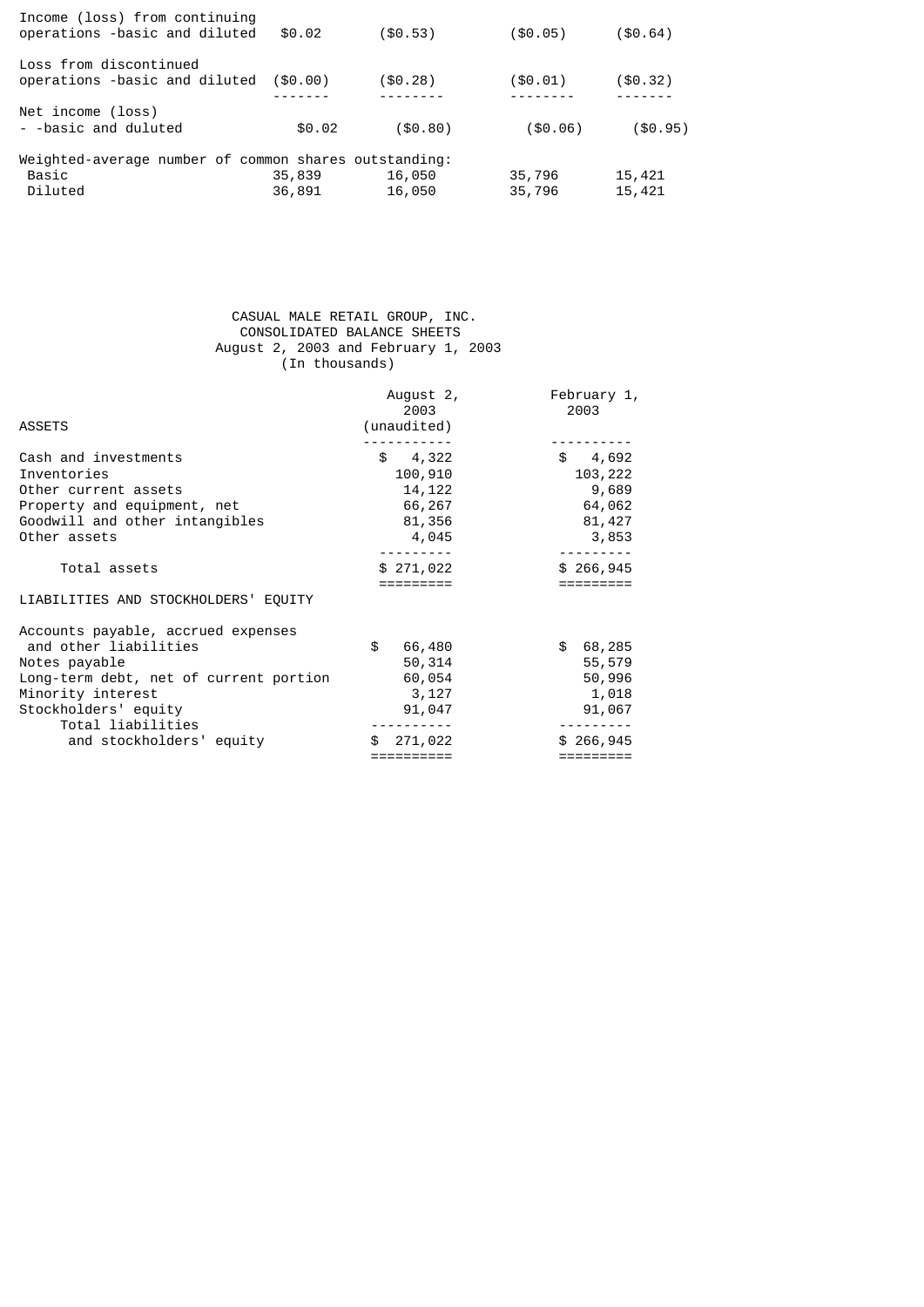| | | | | |
|---|---|---|---|---|
| Income (loss) from continuing operations -basic and diluted | $0.02 | ($0.53) | ($0.05) | ($0.64) |
| Loss from discontinued operations -basic and diluted | ($0.00) | ($0.28) | ($0.01) | ($0.32) |
| Net income (loss) - -basic and duluted | $0.02 | ($0.80) | ($0.06) | ($0.95) |
| Weighted-average number of common shares outstanding: | | | | |
| Basic | 35,839 | 16,050 | 35,796 | 15,421 |
| Diluted | 36,891 | 16,050 | 35,796 | 15,421 |

CASUAL MALE RETAIL GROUP, INC.
CONSOLIDATED BALANCE SHEETS
August 2, 2003 and February 1, 2003
(In thousands)

| ASSETS | August 2, 2003 (unaudited) | February 1, 2003 |
|---|---|---|
| Cash and investments | $ 4,322 | $ 4,692 |
| Inventories | 100,910 | 103,222 |
| Other current assets | 14,122 | 9,689 |
| Property and equipment, net | 66,267 | 64,062 |
| Goodwill and other intangibles | 81,356 | 81,427 |
| Other assets | 4,045 | 3,853 |
| Total assets | $ 271,022 | $ 266,945 |
| **LIABILITIES AND STOCKHOLDERS' EQUITY** | | |
| Accounts payable, accrued expenses and other liabilities | $ 66,480 | $ 68,285 |
| Notes payable | 50,314 | 55,579 |
| Long-term debt, net of current portion | 60,054 | 50,996 |
| Minority interest | 3,127 | 1,018 |
| Stockholders' equity | 91,047 | 91,067 |
| Total liabilities and stockholders' equity | $ 271,022 | $ 266,945 |